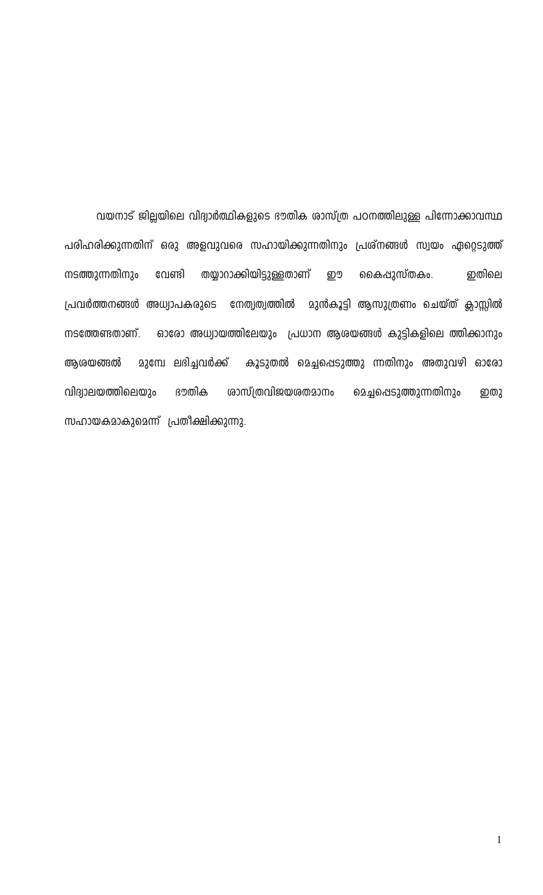വയനാട് ജില്ലയിലെ വിദ്യാർത്ഥികളുടെ ഭൗതിക ശാസ്ത്ര പഠനത്തിലുള്ള പിന്നോക്കാവസ്ഥ പരിഹരിക്കുന്നതിന് ഒരു അളവുവരെ സഹായിക്കുന്നതിനും പ്രശ്നങ്ങൾ സ്വയം ഏറ്റെടുത്ത് നടത്തുന്നതിനും വേണ്ടി തയ്യാറാക്കിയിട്ടുള്ളതാണ് ഈ കൈപ്പുസ്തകം. ഇതിലെ പ്രവർത്തനങ്ങൾ അധ്യാപകരുടെ നേതൃത്വത്തിൽ മുൻകൂട്ടി ആസൂത്രണം ചെയ്ത് ക്ലാസ്സിൽ നടത്തേണ്ടതാണ്. ഓരോ അധ്യായത്തിലേയും പ്രധാന ആശയങ്ങൾ കുട്ടികളിലെ ത്തിക്കാനും ആശയങ്ങൾ മുമ്പേ ലഭിച്ചവർക്ക് കൂടുതൽ മെച്ചപ്പെടുത്തു ന്നതിനും അതുവഴി ഓരോ വിദ്യാലയത്തിലെയും ഭൗതിക ശാസ്ത്രവിജയശതമാനം മെച്ചപ്പെടുത്തുന്നതിനും ഇതു സഹായകമാകുമെന്ന് പ്രതീക്ഷിക്കുന്നു.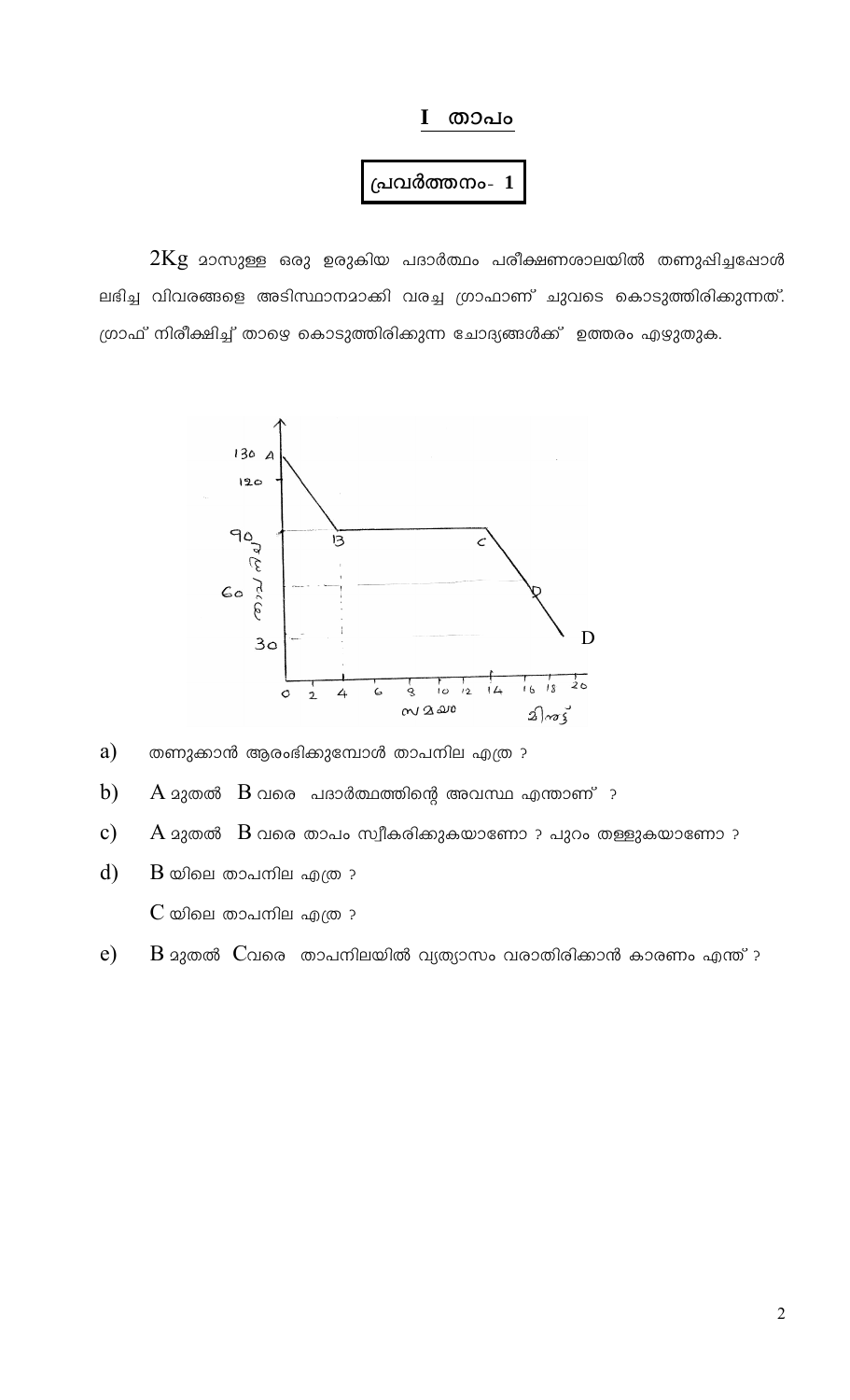# I താപം

**പ്രവർത്തനം- 1**

2Kg മാസുള്ള ഒരു ഉരുകിയ പദാർത്ഥം പരീക്ഷണശാലയിൽ തണുപ്പിച്ചപ്പോൾ ലഭിച്ച വിവരങ്ങളെ അടിസ്ഥാനമാക്കി വരച്ച ഗ്രാഫാണ് ചുവടെ കൊടുത്തിരിക്കുന്നത്. ഗ്രാഫ് നിരീക്ഷിച്ച് താഴെ കൊടുത്തിരിക്കുന്ന ചോദ്യങ്ങൾക്ക് ഉത്തരം എഴുതുക.

a) തണുക്കാൻ ആരംഭിക്കുമ്പോൾ താപനില എത്ര ?

b) A മുതൽ B വരെ പദാർത്ഥത്തിന്റെ അവസ്ഥ എന്താണ് ?

c) A മുതൽ B വരെ താപം സ്വീകരിക്കുകയാണോ ? പുറം തള്ളുകയാണോ ?

d) B യിലെ താപനില എത്ര ?

C യിലെ താപനില എത്ര ?

e) B മുതൽ C വരെ താപനിലയിൽ വ്യത്യാസം വരാതിരിക്കാൻ കാരണം എന്ത് ?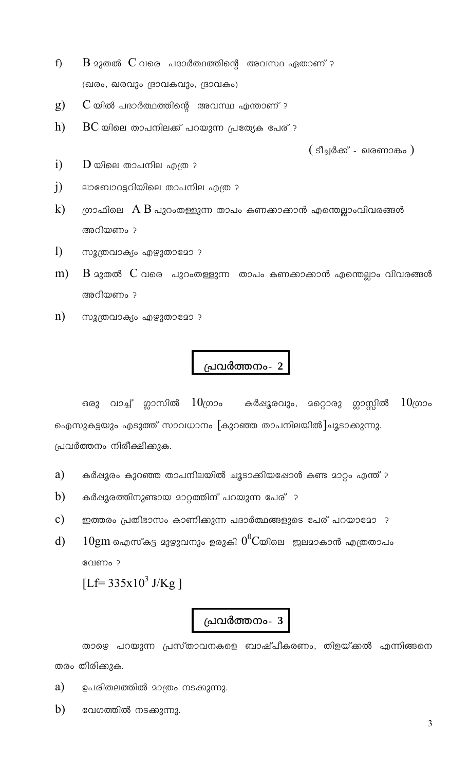f) B മുതൽ C വരെ പദാർത്ഥത്തിന്റെ അവസ്ഥ ഏതാണ് ?

(ഖരം, ഖരവും ദ്രാവകവും, ദ്രാവകം)

g) C യിൽ പദാർത്ഥത്തിന്റെ അവസ്ഥ എന്താണ് ?

h) BC യിലെ താപനിലക്ക് പറയുന്ന പ്രത്യേക പേര് ?

( ടീച്ചർക്ക് - ഖരണാങ്കം )

i) D യിലെ താപനില എത്ര ?

j) ലാബോറട്ടറിയിലെ താപനില എത്ര ?

k) ഗ്രാഫിലെ A B പുറംതള്ളുന്ന താപം കണക്കാക്കാൻ എന്തെല്ലാംവിവരങ്ങൾ അറിയണം ?

l) സൂത്രവാക്യം എഴുതാമോ ?

m) B മുതൽ C വരെ പുറംതള്ളുന്ന താപം കണക്കാക്കാൻ എന്തെല്ലാം വിവരങ്ങൾ അറിയണം ?

n) സൂത്രവാക്യം എഴുതാമോ ?

## പ്രവർത്തനം- 2

ഒരു വാച്ച് ഗ്ലാസിൽ 10ഗ്രാം കർപ്പൂരവും, മറ്റൊരു ഗ്ലാസ്സിൽ 10ഗ്രാം ഐസുകട്ടയും എടുത്ത് സാവധാനം [കുറഞ്ഞ താപനിലയിൽ]ചൂടാക്കുന്നു. പ്രവർത്തനം നിരീക്ഷിക്കുക.

a) കർപ്പൂരം കുറഞ്ഞ താപനിലയിൽ ചൂടാക്കിയപ്പോൾ കണ്ട മാറ്റം എന്ത് ?

b) കർപ്പൂരത്തിനുണ്ടായ മാറ്റത്തിന് പറയുന്ന പേര് ?

c) ഇത്തരം പ്രതിഭാസം കാണിക്കുന്ന പദാർത്ഥങ്ങളുടെ പേര് പറയാമോ ?

d) 10gm ഐസ്കട്ട മുഴുവനും ഉരുകി $0^0$Cയിലെ ജലമാകാൻ എത്രതാപം വേണം ?

[Lf= $335 \times 10^3$ J/Kg ]

## പ്രവർത്തനം- 3

താഴെ പറയുന്ന പ്രസ്താവനകളെ ബാഷ്പീകരണം, തിളയ്ക്കൽ എന്നിങ്ങനെ തരം തിരിക്കുക.

a) ഉപരിതലത്തിൽ മാത്രം നടക്കുന്നു.

b) വേഗത്തിൽ നടക്കുന്നു.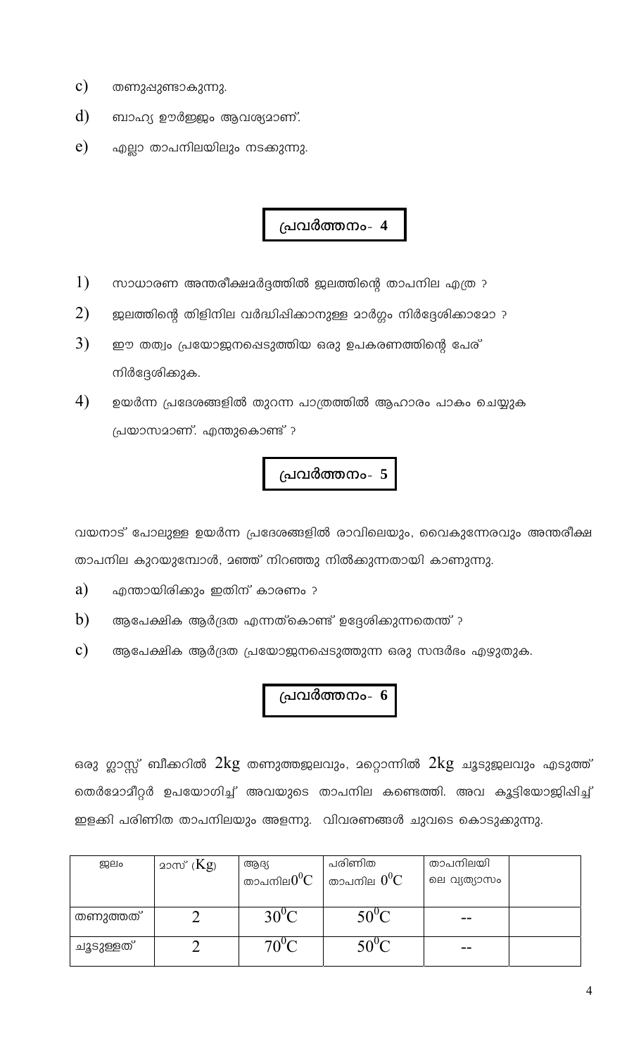c) തണുപ്പുണ്ടാകുന്നു.

d) ബാഹ്യ ഊർജ്ജം ആവശ്യമാണ്.

e) എല്ലാ താപനിലയിലും നടക്കുന്നു.

## പ്രവർത്തനം- 4

1) സാധാരണ അന്തരീക്ഷമർദ്ദത്തിൽ ജലത്തിന്റെ താപനില എത്ര ?

2) ജലത്തിന്റെ തിളിനില വർദ്ധിപ്പിക്കാനുള്ള മാർഗ്ഗം നിർദ്ദേശിക്കാമോ ?

3) ഈ തത്വം പ്രയോജനപ്പെടുത്തിയ ഒരു ഉപകരണത്തിന്റെ പേര് നിർദ്ദേശിക്കുക.

4) ഉയർന്ന പ്രദേശങ്ങളിൽ തുറന്ന പാത്രത്തിൽ ആഹാരം പാകം ചെയ്യുക പ്രയാസമാണ്. എന്തുകൊണ്ട് ?

## പ്രവർത്തനം- 5

വയനാട് പോലുള്ള ഉയർന്ന പ്രദേശങ്ങളിൽ രാവിലെയും, വൈകുന്നേരവും അന്തരീക്ഷ താപനില കുറയുമ്പോൾ, മഞ്ഞ് നിറഞ്ഞു നിൽക്കുന്നതായി കാണുന്നു.

a) എന്തായിരിക്കും ഇതിന് കാരണം ?

b) ആപേക്ഷിക ആർദ്രത എന്നത്കൊണ്ട് ഉദ്ദേശിക്കുന്നതെന്ത് ?

c) ആപേക്ഷിക ആർദ്രത പ്രയോജനപ്പെടുത്തുന്ന ഒരു സന്ദർഭം എഴുതുക.

## പ്രവർത്തനം- 6

ഒരു ഗ്ലാസ്സ് ബീക്കറിൽ 2kg തണുത്തജലവും, മറ്റൊന്നിൽ 2kg ചൂടുജലവും എടുത്ത് തെർമോമീറ്റർ ഉപയോഗിച്ച് അവയുടെ താപനില കണ്ടെത്തി. അവ കൂട്ടിയോജിപ്പിച്ച് ഇളക്കി പരിണിത താപനിലയും അളന്നു. വിവരങ്ങൾ ചുവടെ കൊടുക്കുന്നു.

| ജലം | മാസ് (Kg) | ആദ്യ താപനില$0^0C$ | പരിണിത താപനില $0^0C$ | താപനിലയി ലെ വ്യത്യാസം | |
|---|---|---|---|---|---|
| തണുത്തത് | 2 | $30^0C$ | $50^0C$ | -- | |
| ചൂടുള്ളത് | 2 | $70^0C$ | $50^0C$ | -- | |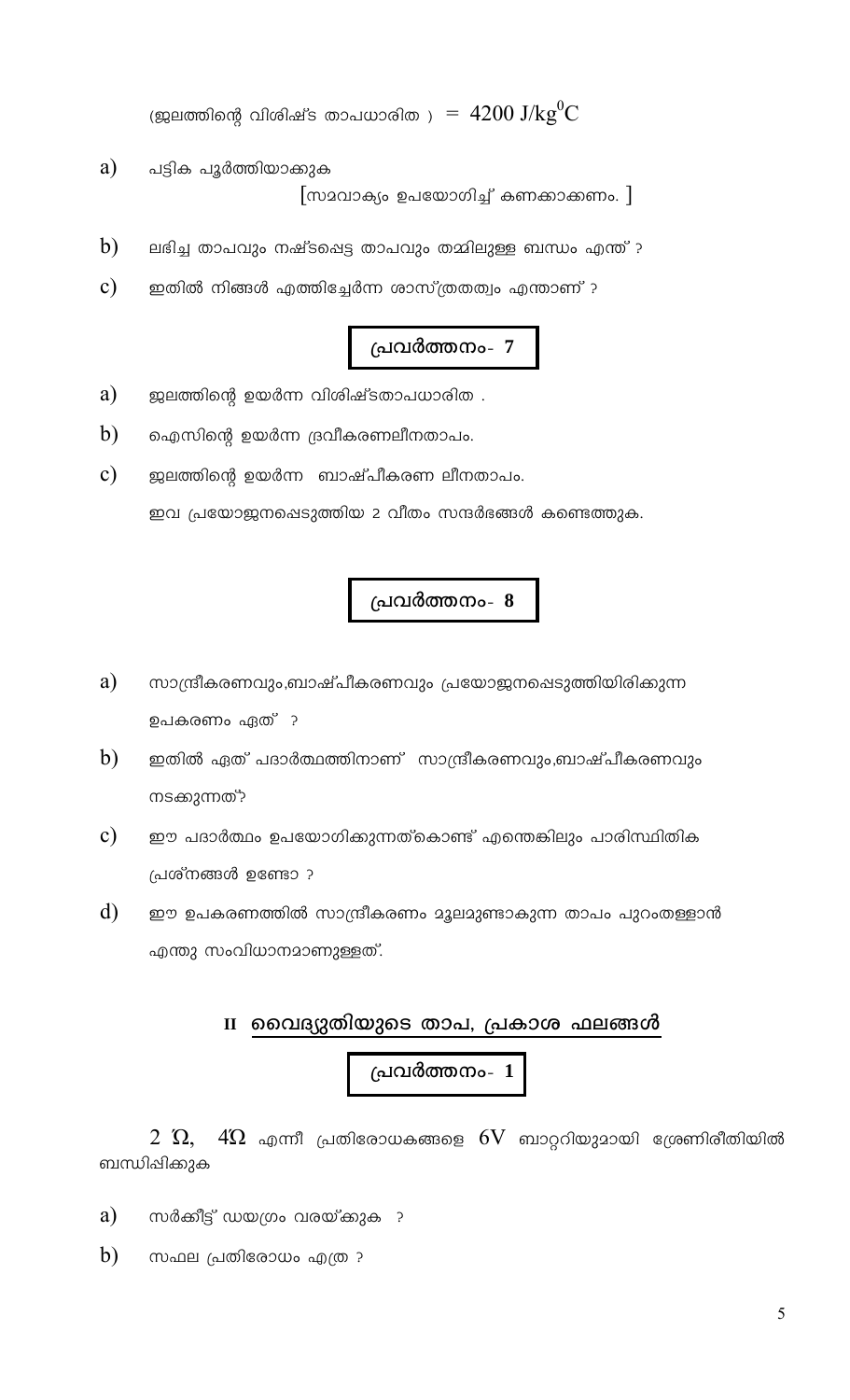(ജലത്തിന്റെ വിശിഷ്ട താപധാരിത ) = $4200\ J/kg^0C$

a) പട്ടിക പൂർത്തിയാക്കുക
[സമവാക്യം ഉപയോഗിച്ച് കണക്കാക്കണം. ]

b) ലഭിച്ച താപവും നഷ്ടപ്പെട്ട താപവും തമ്മിലുള്ള ബന്ധം എന്ത് ?

c) ഇതിൽ നിങ്ങൾ എത്തിച്ചേർന്ന ശാസ്ത്രതത്വം എന്താണ് ?

## പ്രവർത്തനം- 7

a) ജലത്തിന്റെ ഉയർന്ന വിശിഷ്ടതാപധാരിത .

b) ഐസിന്റെ ഉയർന്ന ദ്രവീകരണലീനതാപം.

c) ജലത്തിന്റെ ഉയർന്ന ബാഷ്പീകരണ ലീനതാപം.

ഇവ പ്രയോജനപ്പെടുത്തിയ 2 വീതം സന്ദർഭങ്ങൾ കണ്ടെത്തുക.

## പ്രവർത്തനം- 8

a) സാന്ദ്രീകരണവും,ബാഷ്പീകരണവും പ്രയോജനപ്പെടുത്തിയിരിക്കുന്ന ഉപകരണം ഏത് ?

b) ഇതിൽ ഏത് പദാർത്ഥത്തിനാണ് സാന്ദ്രീകരണവും,ബാഷ്പീകരണവും നടക്കുന്നത്?

c) ഈ പദാർത്ഥം ഉപയോഗിക്കുന്നത്കൊണ്ട് എന്തെങ്കിലും പാരിസ്ഥിതിക പ്രശ്നങ്ങൾ ഉണ്ടോ ?

d) ഈ ഉപകരണത്തിൽ സാന്ദ്രീകരണം മൂലമുണ്ടാകുന്ന താപം പുറംതള്ളാൻ എന്തു സംവിധാനമാണുള്ളത്.

# II വൈദ്യുതിയുടെ താപ, പ്രകാശ ഫലങ്ങൾ

## പ്രവർത്തനം- 1

$2\ \Omega$, $4\Omega$ എന്നീ പ്രതിരോധകങ്ങളെ $6V$ ബാറ്ററിയുമായി ശ്രേണിരീതിയിൽ ബന്ധിപ്പിക്കുക

a) സർക്കീട്ട് ഡയഗ്രം വരയ്ക്കുക ?

b) സഫല പ്രതിരോധം എത്ര ?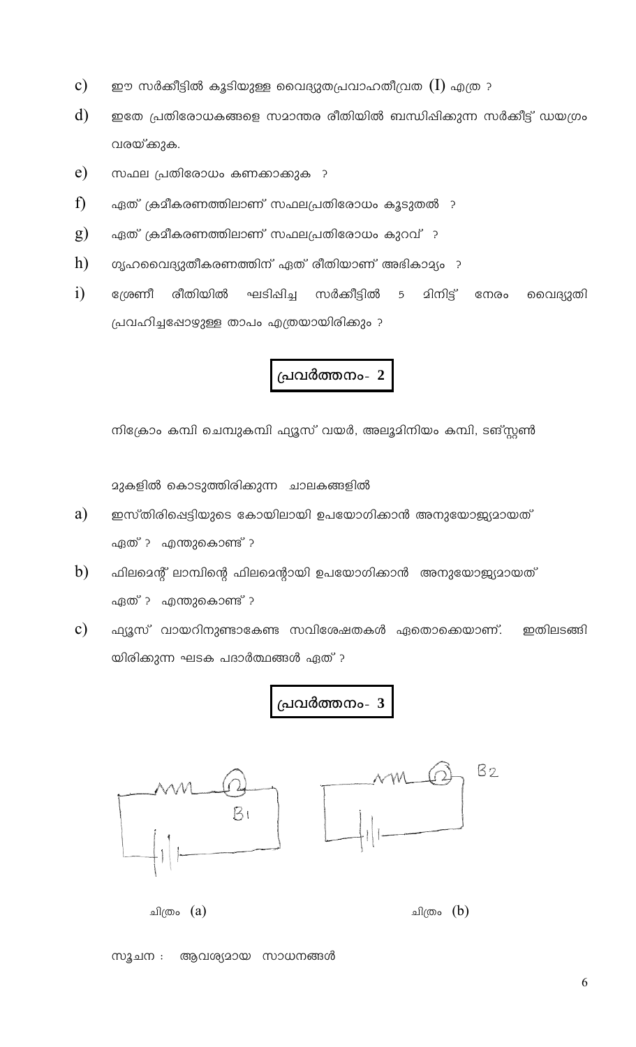c) ഈ സർക്കീട്ടിൽ കൂടിയുള്ള വൈദ്യുതപ്രവാഹതീവ്രത (I) എത്ര ?

d) ഇതേ പ്രതിരോധകങ്ങളെ സമാന്തര രീതിയിൽ ബന്ധിപ്പിക്കുന്ന സർക്കീട്ട് ഡയഗ്രം വരയ്ക്കുക.

e) സഫല പ്രതിരോധം കണക്കാക്കുക ?

f) ഏത് ക്രമീകരണത്തിലാണ് സഫലപ്രതിരോധം കൂടുതൽ ?

g) ഏത് ക്രമീകരണത്തിലാണ് സഫലപ്രതിരോധം കുറവ് ?

h) ഗൃഹവൈദ്യുതീകരണത്തിന് ഏത് രീതിയാണ് അഭികാമ്യം ?

i) ശ്രേണീ രീതിയിൽ ഘടിപ്പിച്ച സർക്കീട്ടിൽ 5 മിനിട്ട് നേരം വൈദ്യുതി പ്രവഹിച്ചപ്പോഴുള്ള താപം എത്രയായിരിക്കും ?

## പ്രവർത്തനം- 2

നിക്രോം കമ്പി ചെമ്പുകമ്പി ഫ്യൂസ് വയർ, അലൂമിനിയം കമ്പി, ടങ്സ്റ്റൺ

മുകളിൽ കൊടുത്തിരിക്കുന്ന ചാലകങ്ങളിൽ

a) ഇസ്തിരിപ്പെട്ടിയുടെ കോയിലായി ഉപയോഗിക്കാൻ അനുയോജ്യമായത് ഏത് ? എന്തുകൊണ്ട് ?

b) ഫിലമെന്റ് ലാമ്പിന്റെ ഫിലമെന്റായി ഉപയോഗിക്കാൻ അനുയോജ്യമായത് ഏത് ? എന്തുകൊണ്ട് ?

c) ഫ്യൂസ് വായറിനുണ്ടാകേണ്ട സവിശേഷതകൾ ഏതൊക്കെയാണ്. ഇതിലടങ്ങിയിരിക്കുന്ന ഘടക പദാർത്ഥങ്ങൾ ഏത് ?

## പ്രവർത്തനം- 3

B1 B2

ചിത്രം (a) ചിത്രം (b)

സൂചന : ആവശ്യമായ സാധനങ്ങൾ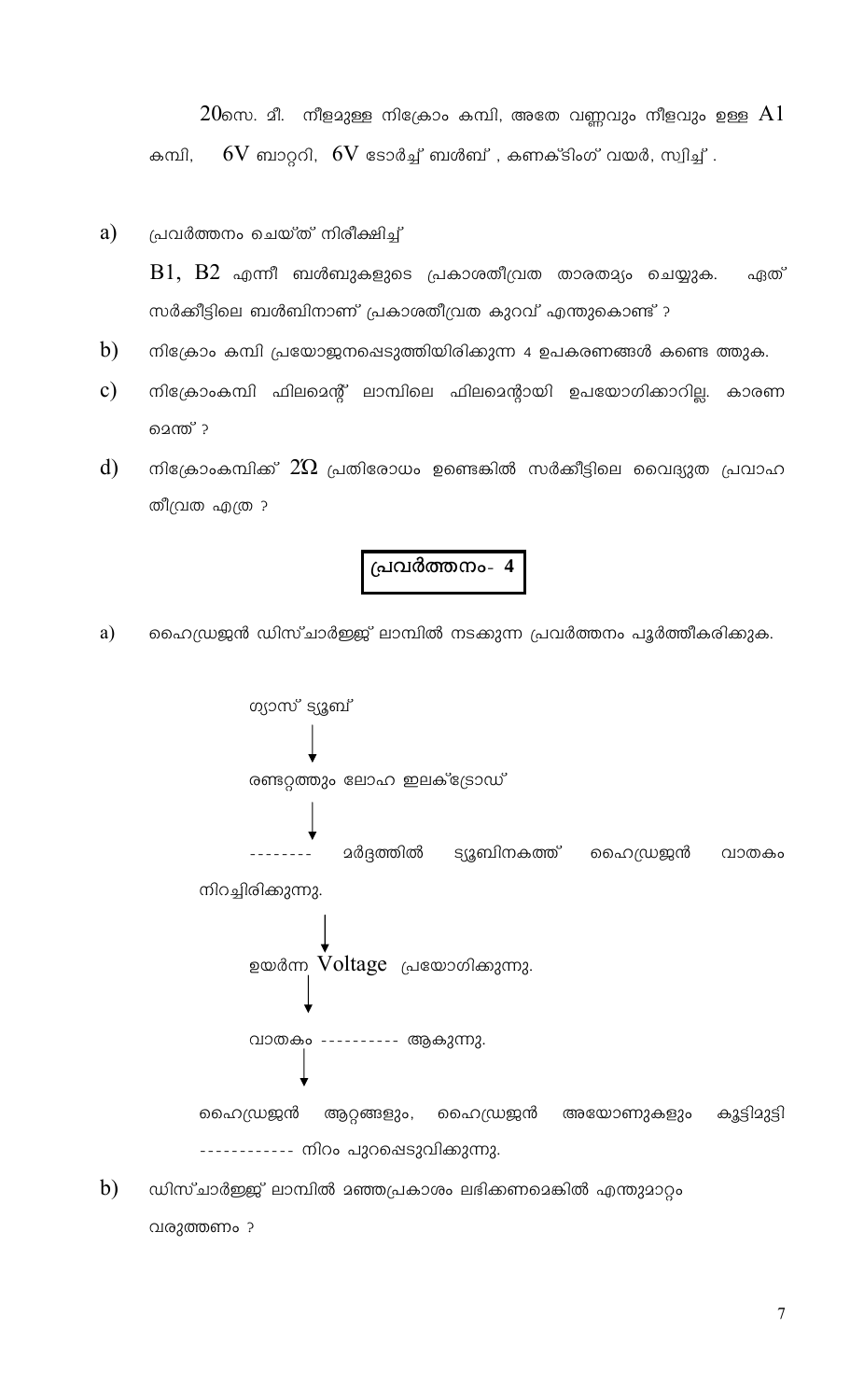20സെ. മീ. നീളമുള്ള നിക്രോം കമ്പി, അതേ വണ്ണവും നീളവും ഉള്ള A1 കമ്പി, 6V ബാറ്ററി, 6V ടോർച്ച് ബൾബ് , കണക്ടിംഗ് വയർ, സ്വിച്ച് .

a) പ്രവർത്തനം ചെയ്ത് നിരീക്ഷിച്ച്

B1, B2 എന്നീ ബൾബുകളുടെ പ്രകാശതീവ്രത താരതമ്യം ചെയ്യുക. ഏത് സർക്കീട്ടിലെ ബൾബിനാണ് പ്രകാശതീവ്രത കുറവ് എന്തുകൊണ്ട് ?

b) നിക്രോം കമ്പി പ്രയോജനപ്പെടുത്തിയിരിക്കുന്ന 4 ഉപകരണങ്ങൾ കണ്ടെ ത്തുക.

c) നിക്രോംകമ്പി ഫിലമെന്റ് ലാമ്പിലെ ഫിലമെന്റായി ഉപയോഗിക്കാറില്ല. കാരണ മെന്ത് ?

d) നിക്രോംകമ്പിക്ക് $2\Omega$ പ്രതിരോധം ഉണ്ടെങ്കിൽ സർക്കീട്ടിലെ വൈദ്യുത പ്രവാഹ തീവ്രത എത്ര ?

## പ്രവർത്തനം- 4

a) ഹൈഡ്രജൻ ഡിസ്ചാർജ്ജ് ലാമ്പിൽ നടക്കുന്ന പ്രവർത്തനം പൂർത്തീകരിക്കുക.

ഗ്യാസ് ട്യൂബ്

↓

രണ്ടറ്റത്തും ലോഹ ഇലക്ട്രോഡ്

↓

-------- മർദ്ദത്തിൽ ട്യൂബിനകത്ത് ഹൈഡ്രജൻ വാതകം നിറച്ചിരിക്കുന്നു.

↓

ഉയർന്ന Voltage പ്രയോഗിക്കുന്നു.

↓

വാതകം ---------- ആകുന്നു.

↓

ഹൈഡ്രജൻ ആറ്റങ്ങളും, ഹൈഡ്രജൻ അയോണുകളും കൂട്ടിമുട്ടി ------------ നിറം പുറപ്പെടുവിക്കുന്നു.

b) ഡിസ്ചാർജ്ജ് ലാമ്പിൽ മഞ്ഞപ്രകാശം ലഭിക്കണമെങ്കിൽ എന്തുമാറ്റം വരുത്തണം ?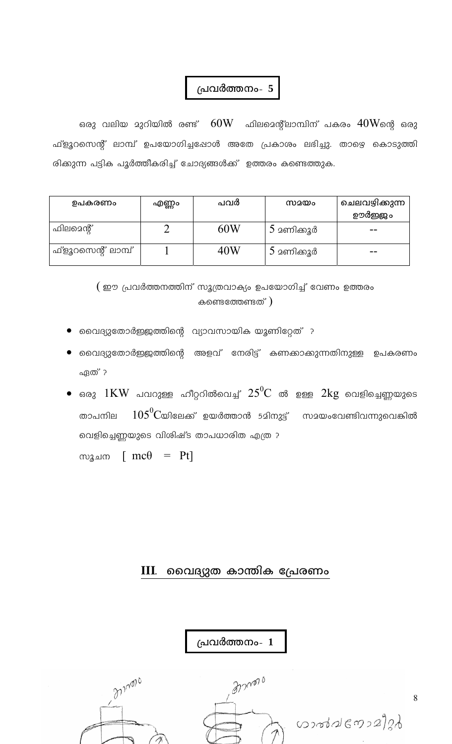## പ്രവർത്തനം- 5

ഒരു വലിയ മുറിയിൽ രണ്ട് 60W ഫിലമെന്റ്ലാമ്പിന് പകരം 40Wന്റെ ഒരു ഫ്ളൂറസെന്റ് ലാമ്പ് ഉപയോഗിച്ചപ്പോൾ അതേ പ്രകാശം ലഭിച്ചു. താഴെ കൊടുത്തിരിക്കുന്ന പട്ടിക പൂർത്തീകരിച്ച് ചോദ്യങ്ങൾക്ക് ഉത്തരം കണ്ടെത്തുക.

| ഉപകരണം | എണ്ണം | പവർ | സമയം | ചെലവഴിക്കുന്ന ഊർജ്ജം |
|---|---|---|---|---|
| ഫിലമെന്റ് | 2 | 60W | 5 മണിക്കൂർ | -- |
| ഫ്ളൂറസെന്റ് ലാമ്പ് | 1 | 40W | 5 മണിക്കൂർ | -- |

( ഈ പ്രവർത്തനത്തിന് സൂത്രവാക്യം ഉപയോഗിച്ച് വേണം ഉത്തരം കണ്ടെത്തേണ്ടത് )

- വൈദ്യുതോർജ്ജത്തിന്റെ വ്യാവസായിക യൂണിറ്റേത് ?
- വൈദ്യുതോർജ്ജത്തിന്റെ അളവ് നേരിട്ട് കണക്കാക്കുന്നതിനുള്ള ഉപകരണം ഏത് ?
- ഒരു 1KW പവറുള്ള ഹീറ്ററിൽവെച്ച് $25^0$C ൽ ഉള്ള 2kg വെളിച്ചെണ്ണയുടെ താപനില $105^0$Cയിലേക്ക് ഉയർത്താൻ 5മിനുട്ട് സമയംവേണ്ടിവന്നുവെങ്കിൽ വെളിച്ചെണ്ണയുടെ വിശിഷ്ട താപധാരിത എത്ര ?

  സൂചന [ $mc\theta = Pt$ ]

## III. വൈദ്യുത കാന്തിക പ്രേരണം

## പ്രവർത്തനം- 1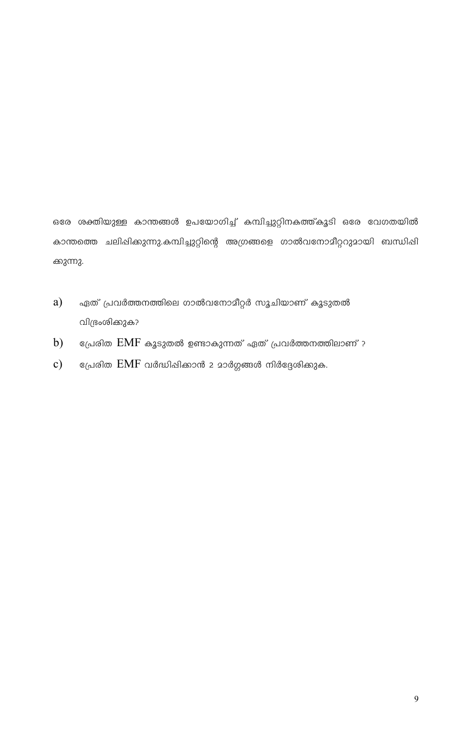ഒരേ ശക്തിയുള്ള കാന്തങ്ങൾ ഉപയോഗിച്ച് കമ്പിച്ചുറ്റിനകത്ത്കൂടി ഒരേ വേഗതയിൽ കാന്തത്തെ ചലിപ്പിക്കുന്നു.കമ്പിച്ചുറ്റിന്റെ അഗ്രങ്ങളെ ഗാൽവനോമീറ്ററുമായി ബന്ധിപ്പിക്കുന്നു.

a) ഏത് പ്രവർത്തനത്തിലെ ഗാൽവനോമീറ്റർ സൂചിയാണ് കൂടുതൽ വിഭ്രംശിക്കുക?

b) പ്രേരിത EMF കൂടുതൽ ഉണ്ടാകുന്നത് ഏത് പ്രവർത്തനത്തിലാണ് ?

c) പ്രേരിത EMF വർദ്ധിപ്പിക്കാൻ 2 മാർഗ്ഗങ്ങൾ നിർദ്ദേശിക്കുക.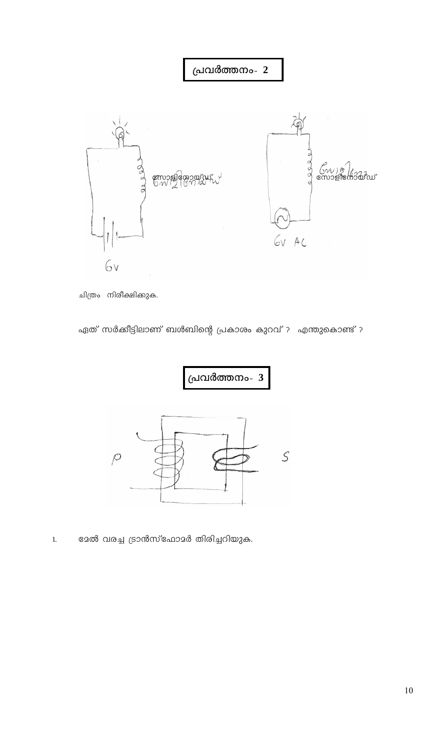## പ്രവർത്തനം- 2

ചിത്രം നിരീക്ഷിക്കുക.

ഏത് സർക്കീട്ടിലാണ് ബൾബിന്റെ പ്രകാശം കുറവ് ? എന്തുകൊണ്ട് ?

## പ്രവർത്തനം- 3

1. മേൽ വരച്ച ട്രാൻസ്ഫോമർ തിരിച്ചറിയുക.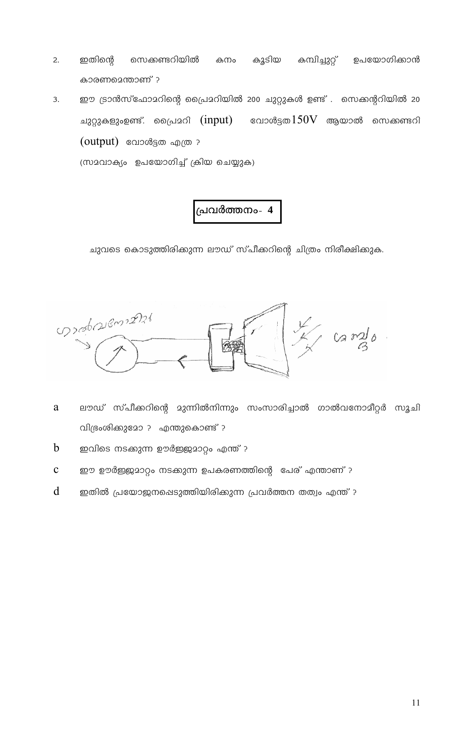2. ഇതിന്റെ സെക്കണ്ടറിയിൽ കനം കൂടിയ കമ്പിച്ചുറ്റ് ഉപയോഗിക്കാൻ കാരണമെന്താണ് ?

3. ഈ ട്രാൻസ്ഫോമറിന്റെ പ്രൈമറിയിൽ 200 ചുറ്റുകൾ ഉണ്ട് . സെക്കന്ററിയിൽ 20 ചുറ്റുകളുംഉണ്ട്. പ്രൈമറി (input) വോൾട്ടത 150V ആയാൽ സെക്കണ്ടറി (output) വോൾട്ടത എത്ര ?
   (സമവാക്യം ഉപയോഗിച്ച് ക്രിയ ചെയ്യുക)

## പ്രവർത്തനം- 4

ചുവടെ കൊടുത്തിരിക്കുന്ന ലൗഡ് സ്പീക്കറിന്റെ ചിത്രം നിരീക്ഷിക്കുക.

a. ലൗഡ് സ്പീക്കറിന്റെ മുന്നിൽനിന്നും സംസാരിച്ചാൽ ഗാൽവനോമീറ്റർ സൂചി വിഭ്രംശിക്കുമോ ? എന്തുകൊണ്ട് ?

b. ഇവിടെ നടക്കുന്ന ഊർജ്ജമാറ്റം എന്ത് ?

c. ഈ ഊർജ്ജമാറ്റം നടക്കുന്ന ഉപകരണത്തിന്റെ പേര് എന്താണ് ?

d. ഇതിൽ പ്രയോജനപ്പെടുത്തിയിരിക്കുന്ന പ്രവർത്തന തത്വം എന്ത് ?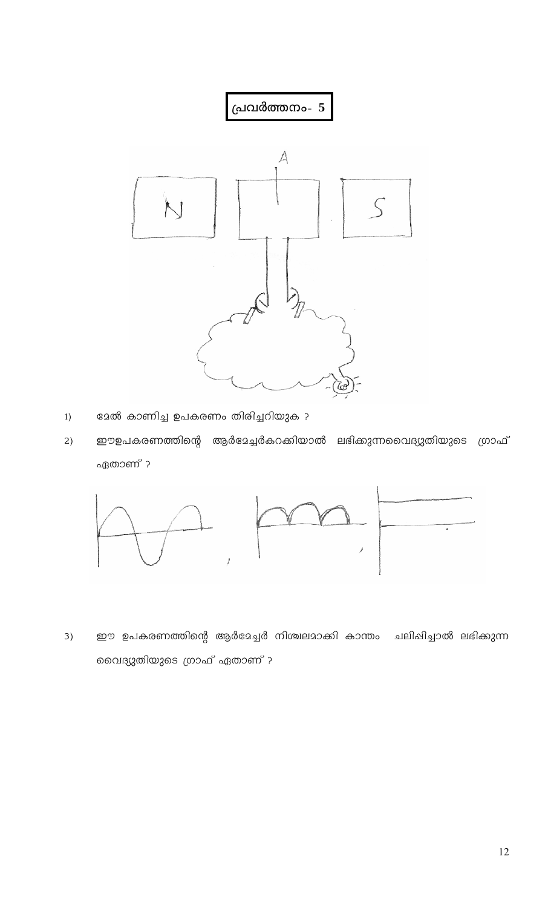**പ്രവർത്തനം- 5**

1) മേൽ കാണിച്ച ഉപകരണം തിരിച്ചറിയുക ?

2) ഈഉപകരണത്തിന്റെ ആർമേച്ചർകറക്കിയാൽ ലഭിക്കുന്നവൈദ്യുതിയുടെ ഗ്രാഫ് ഏതാണ് ?

3) ഈ ഉപകരണത്തിന്റെ ആർമേച്ചർ നിശ്ചലമാക്കി കാന്തം ചലിപ്പിച്ചാൽ ലഭിക്കുന്ന വൈദ്യുതിയുടെ ഗ്രാഫ് ഏതാണ് ?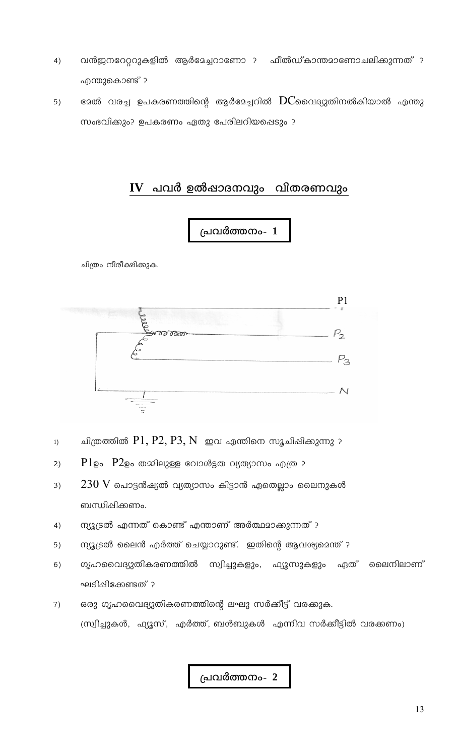4) വൻജനറേറ്ററുകളിൽ ആർമേച്ചറാണോ ? ഫീൽഡ്കാന്തമാണോചലിക്കുന്നത് ? എന്തുകൊണ്ട് ?

5) മേൽ വരച്ച ഉപകരണത്തിന്റെ ആർമേച്ചറിൽ DCവൈദ്യുതിനൽകിയാൽ എന്തു സംഭവിക്കും? ഉപകരണം ഏതു പേരിലറിയപ്പെടും ?

## IV പവർ ഉൽപ്പാദനവും വിതരണവും

### പ്രവർത്തനം- 1

ചിത്രം നിരീക്ഷിക്കുക.

1) ചിത്രത്തിൽ P1, P2, P3, N ഇവ എന്തിനെ സൂചിപ്പിക്കുന്നു ?

2) P1ഉം P2ഉം തമ്മിലുള്ള വോൾട്ടത വ്യത്യാസം എത്ര ?

3) 230 V പൊട്ടൻഷ്യൽ വ്യത്യാസം കിട്ടാൻ ഏതെല്ലാം ലൈനുകൾ ബന്ധിപ്പിക്കണം.

4) ന്യൂട്രൽ എന്നത് കൊണ്ട് എന്താണ് അർത്ഥമാക്കുന്നത് ?

5) ന്യൂട്രൽ ലൈൻ എർത്ത് ചെയ്യാറുണ്ട്. ഇതിന്റെ ആവശ്യമെന്ത് ?

6) ഗൃഹവൈദ്യുതികരണത്തിൽ സ്വിച്ചുകളും, ഫ്യൂസുകളും ഏത് ലൈനിലാണ് ഘടിപ്പിക്കേണ്ടത് ?

7) ഒരു ഗൃഹവൈദ്യുതികരണത്തിന്റെ ലഘു സർക്കീട്ട് വരക്കുക. (സ്വിച്ചുകൾ, ഫ്യൂസ്, എർത്ത്, ബൾബുകൾ എന്നിവ സർക്കീട്ടിൽ വരക്കണം)

### പ്രവർത്തനം- 2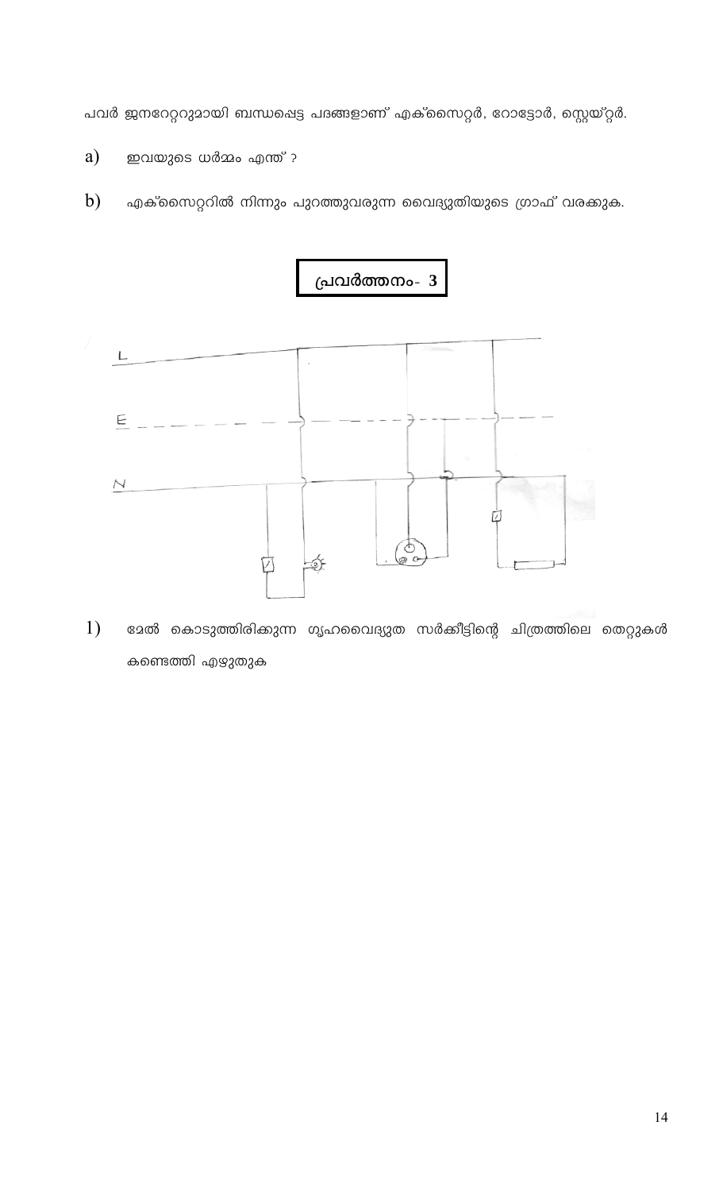പവർ ജനറേറ്ററുമായി ബന്ധപ്പെട്ട പദങ്ങളാണ് എക്സൈറ്റർ, റോട്ടോർ, സ്റ്റേയ്റ്റർ.

a) ഇവയുടെ ധർമ്മം എന്ത് ?

b) എക്സൈറ്ററിൽ നിന്നും പുറത്തുവരുന്ന വൈദ്യുതിയുടെ ഗ്രാഫ് വരക്കുക.

## പ്രവർത്തനം- 3

1) മേൽ കൊടുത്തിരിക്കുന്ന ഗൃഹവൈദ്യുത സർക്കീട്ടിന്റെ ചിത്രത്തിലെ തെറ്റുകൾ കണ്ടെത്തി എഴുതുക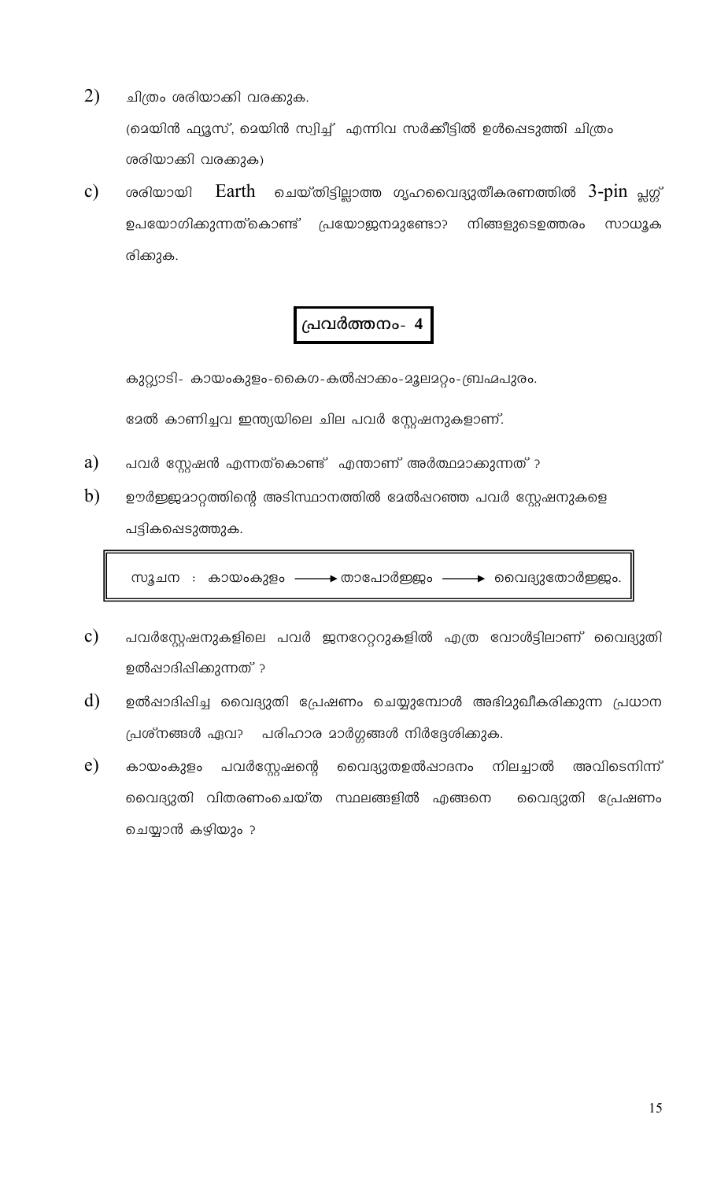2) ചിത്രം ശരിയാക്കി വരക്കുക.

(മെയിൻ ഫ്യൂസ്, മെയിൻ സ്വിച്ച് എന്നിവ സർക്കീട്ടിൽ ഉൾപ്പെടുത്തി ചിത്രം ശരിയാക്കി വരക്കുക)

c) ശരിയായി Earth ചെയ്തിട്ടില്ലാത്ത ഗൃഹവൈദ്യുതീകരണത്തിൽ 3-pin പ്ലഗ്ഗ് ഉപയോഗിക്കുന്നത്കൊണ്ട് പ്രയോജനമുണ്ടോ? നിങ്ങളുടെഉത്തരം സാധൂകരിക്കുക.

## പ്രവർത്തനം- 4

കുറ്റ്യാടി- കായംകുളം-കൈഗ-കൽപ്പാക്കം-മൂലമറ്റം-ബ്രഹ്മപുരം.

മേൽ കാണിച്ചവ ഇന്ത്യയിലെ ചില പവർ സ്റ്റേഷനുകളാണ്.

a) പവർ സ്റ്റേഷൻ എന്നത്കൊണ്ട് എന്താണ് അർത്ഥമാക്കുന്നത് ?

b) ഊർജ്ജമാറ്റത്തിന്റെ അടിസ്ഥാനത്തിൽ മേൽപ്പറഞ്ഞ പവർ സ്റ്റേഷനുകളെ പട്ടികപ്പെടുത്തുക.

| സൂചന : കായംകുളം ⟶ താപോർജ്ജം ⟶ വൈദ്യുതോർജ്ജം. |
|---|

c) പവർസ്റ്റേഷനുകളിലെ പവർ ജനറേറ്ററുകളിൽ എത്ര വോൾട്ടിലാണ് വൈദ്യുതി ഉൽപ്പാദിപ്പിക്കുന്നത് ?

d) ഉൽപ്പാദിപ്പിച്ച വൈദ്യുതി പ്രേഷണം ചെയ്യുമ്പോൾ അഭിമുഖീകരിക്കുന്ന പ്രധാന പ്രശ്നങ്ങൾ ഏവ? പരിഹാര മാർഗ്ഗങ്ങൾ നിർദ്ദേശിക്കുക.

e) കായംകുളം പവർസ്റ്റേഷന്റെ വൈദ്യുതഉൽപ്പാദനം നിലച്ചാൽ അവിടെനിന്ന് വൈദ്യുതി വിതരണംചെയ്ത സ്ഥലങ്ങളിൽ എങ്ങനെ വൈദ്യുതി പ്രേഷണം ചെയ്യാൻ കഴിയും ?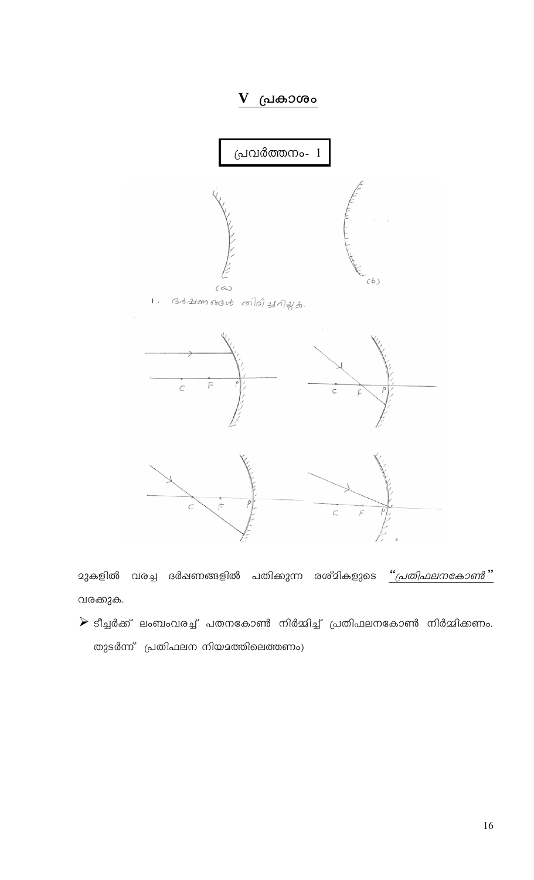# V പ്രകാശം

**പ്രവർത്തനം- 1**

1. ദർപ്പണങ്ങൾ തിരിച്ചറിയുക.

മുകളിൽ വരച്ച ദർപ്പണങ്ങളിൽ പതിക്കുന്ന രശ്മികളുടെ *"പ്രതിഫലനകോൺ"* വരക്കുക.

- ടീച്ചർക്ക് ലംബംവരച്ച് പതനകോൺ നിർമ്മിച്ച് പ്രതിഫലനകോൺ നിർമ്മിക്കണം. തുടർന്ന് പ്രതിഫലന നിയമത്തിലെത്തണം)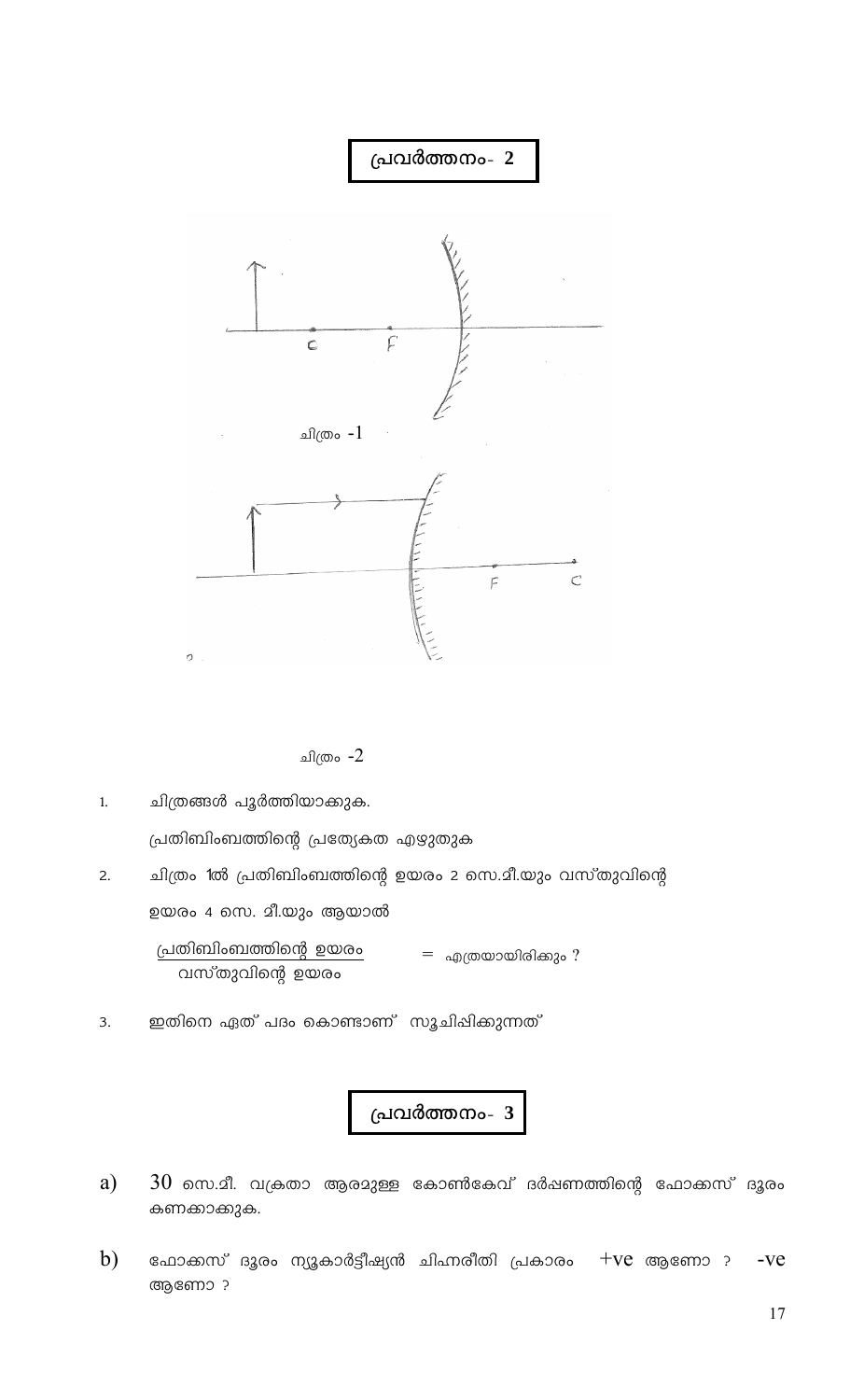## പ്രവർത്തനം- 2

ചിത്രം -1

ചിത്രം -2

1. ചിത്രങ്ങൾ പൂർത്തിയാക്കുക.

   പ്രതിബിംബത്തിന്റെ പ്രത്യേകത എഴുതുക

2. ചിത്രം 1ൽ പ്രതിബിംബത്തിന്റെ ഉയരം 2 സെ.മീ.യും വസ്തുവിന്റെ ഉയരം 4 സെ. മീ.യും ആയാൽ

$$\frac{\text{പ്രതിബിംബത്തിന്റെ ഉയരം}}{\text{വസ്തുവിന്റെ ഉയരം}} = \text{എത്രയായിരിക്കും ?}$$

3. ഇതിനെ ഏത് പദം കൊണ്ടാണ് സൂചിപ്പിക്കുന്നത്

## പ്രവർത്തനം- 3

a) 30 സെ.മീ. വക്രതാ ആരമുള്ള കോൺകേവ് ദർപ്പണത്തിന്റെ ഫോക്കസ് ദൂരം കണക്കാക്കുക.

b) ഫോക്കസ് ദൂരം ന്യൂകാർട്ടീഷ്യൻ ചിഹ്നരീതി പ്രകാരം +ve ആണോ ? -ve ആണോ ?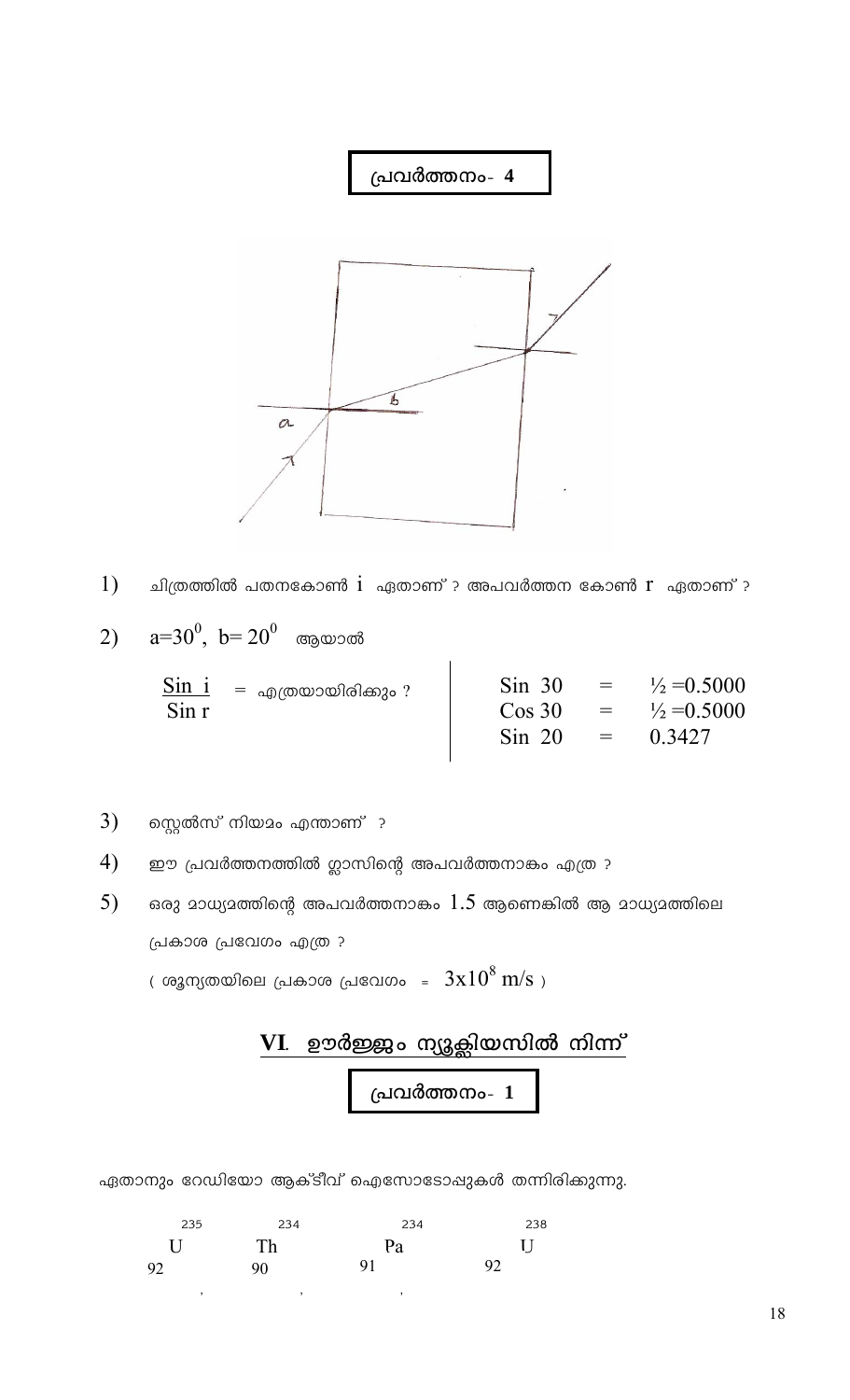## പ്രവർത്തനം- 4

1) ചിത്രത്തിൽ പതനകോൺ $i$ ഏതാണ് ? അപവർത്തന കോൺ $r$ ഏതാണ് ?

2) $a=30^0$, $b=20^0$ ആയാൽ

$\frac{\text{Sin i}}{\text{Sin r}}$ = എത്രയായിരിക്കും ?

| | | |
|---|---|---|
| Sin 30 | = | ½ =0.5000 |
| Cos 30 | = | ½ =0.5000 |
| Sin 20 | = | 0.3427 |

3) സ്നെൽസ് നിയമം എന്താണ് ?

4) ഈ പ്രവർത്തനത്തിൽ ഗ്ലാസിന്റെ അപവർത്തനാങ്കം എത്ര ?

5) ഒരു മാധ്യമത്തിന്റെ അപവർത്തനാങ്കം 1.5 ആണെങ്കിൽ ആ മാധ്യമത്തിലെ പ്രകാശ പ്രവേഗം എത്ര ?

( ശൂന്യതയിലെ പ്രകാശ പ്രവേഗം = $3x10^8$ m/s )

# VI. ഊർജ്ജം ന്യൂക്ലിയസിൽ നിന്ന്

## പ്രവർത്തനം- 1

ഏതാനും റേഡിയോ ആക്ടീവ് ഐസോടോപ്പുകൾ തന്നിരിക്കുന്നു.

$^{235}_{92}U$ , $^{234}_{90}Th$ , $^{234}_{91}Pa$ , $^{238}_{92}U$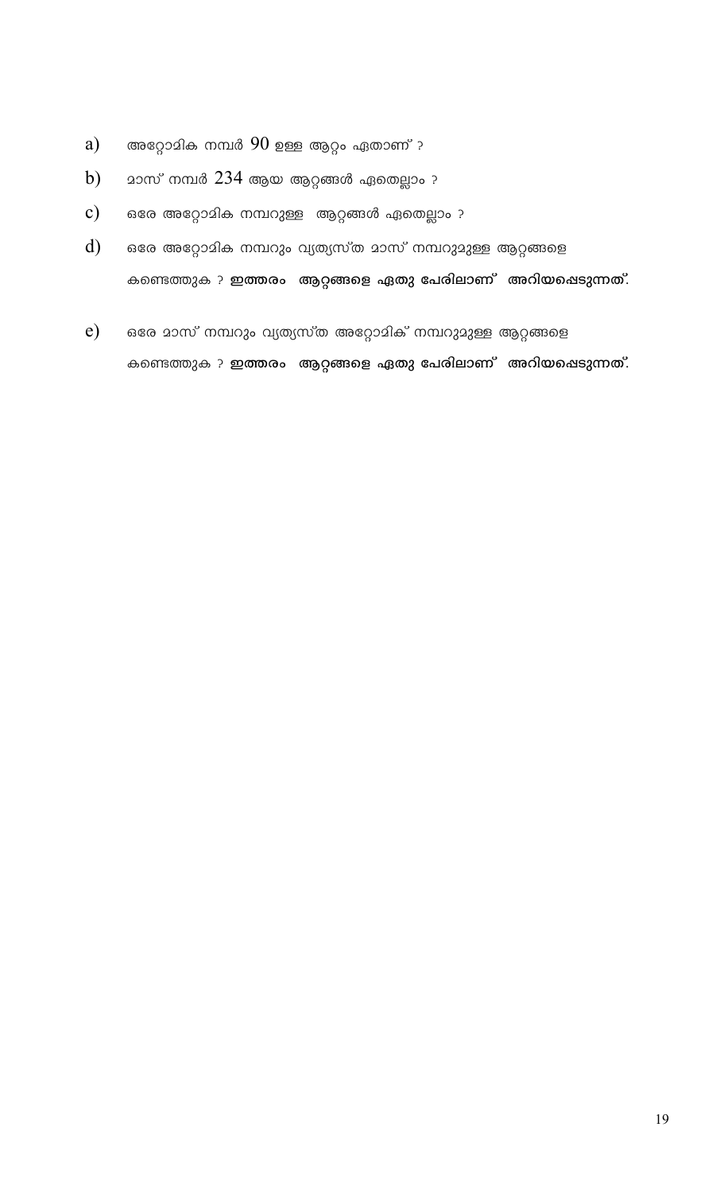a) അറ്റോമിക നമ്പർ 90 ഉള്ള ആറ്റം ഏതാണ് ?

b) മാസ് നമ്പർ 234 ആയ ആറ്റങ്ങൾ ഏതെല്ലാം ?

c) ഒരേ അറ്റോമിക നമ്പറുള്ള ആറ്റങ്ങൾ ഏതെല്ലാം ?

d) ഒരേ അറ്റോമിക നമ്പറും വ്യത്യസ്ത മാസ് നമ്പറുമുള്ള ആറ്റങ്ങളെ കണ്ടെത്തുക ? **ഇത്തരം ആറ്റങ്ങളെ ഏതു പേരിലാണ് അറിയപ്പെടുന്നത്.**

e) ഒരേ മാസ് നമ്പറും വ്യത്യസ്ത അറ്റോമിക് നമ്പറുമുള്ള ആറ്റങ്ങളെ കണ്ടെത്തുക ? **ഇത്തരം ആറ്റങ്ങളെ ഏതു പേരിലാണ് അറിയപ്പെടുന്നത്.**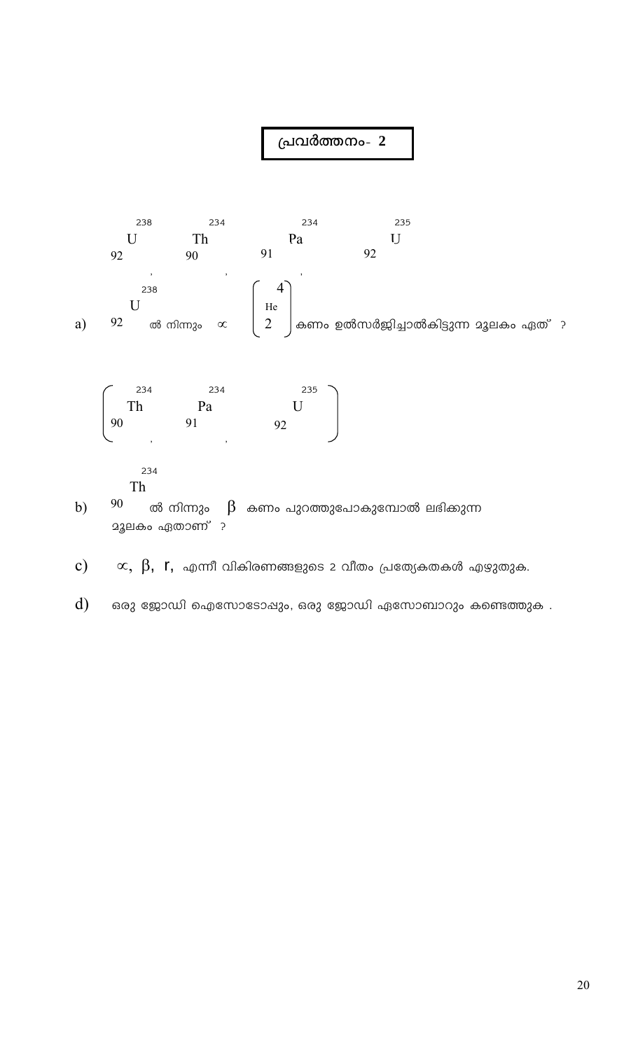**പ്രവർത്തനം- 2**

$^{238}_{92}U$ , $^{234}_{90}Th$ , $^{234}_{91}Pa$ , $^{235}_{92}U$

a) $^{238}_{92}U$ ൽ നിന്നും $\propto$ $\left(^{4}_{2}He\right)$ കണം ഉൽസർജിച്ചാൽകിട്ടുന്ന മൂലകം ഏത് ?

$\left(^{234}_{90}Th \;,\; ^{234}_{91}Pa \;,\; ^{235}_{92}U\right)$

b) $^{234}_{90}Th$ ൽ നിന്നും $\beta$ കണം പുറത്തുപോകുമ്പോൾ ലഭിക്കുന്ന മൂലകം ഏതാണ് ?

c) $\propto$, $\beta$, $r$, എന്നീ വികിരണങ്ങളുടെ 2 വീതം പ്രത്യേകതകൾ എഴുതുക.

d) ഒരു ജോഡി ഐസോടോപ്പും, ഒരു ജോഡി ഏസോബാറും കണ്ടെത്തുക .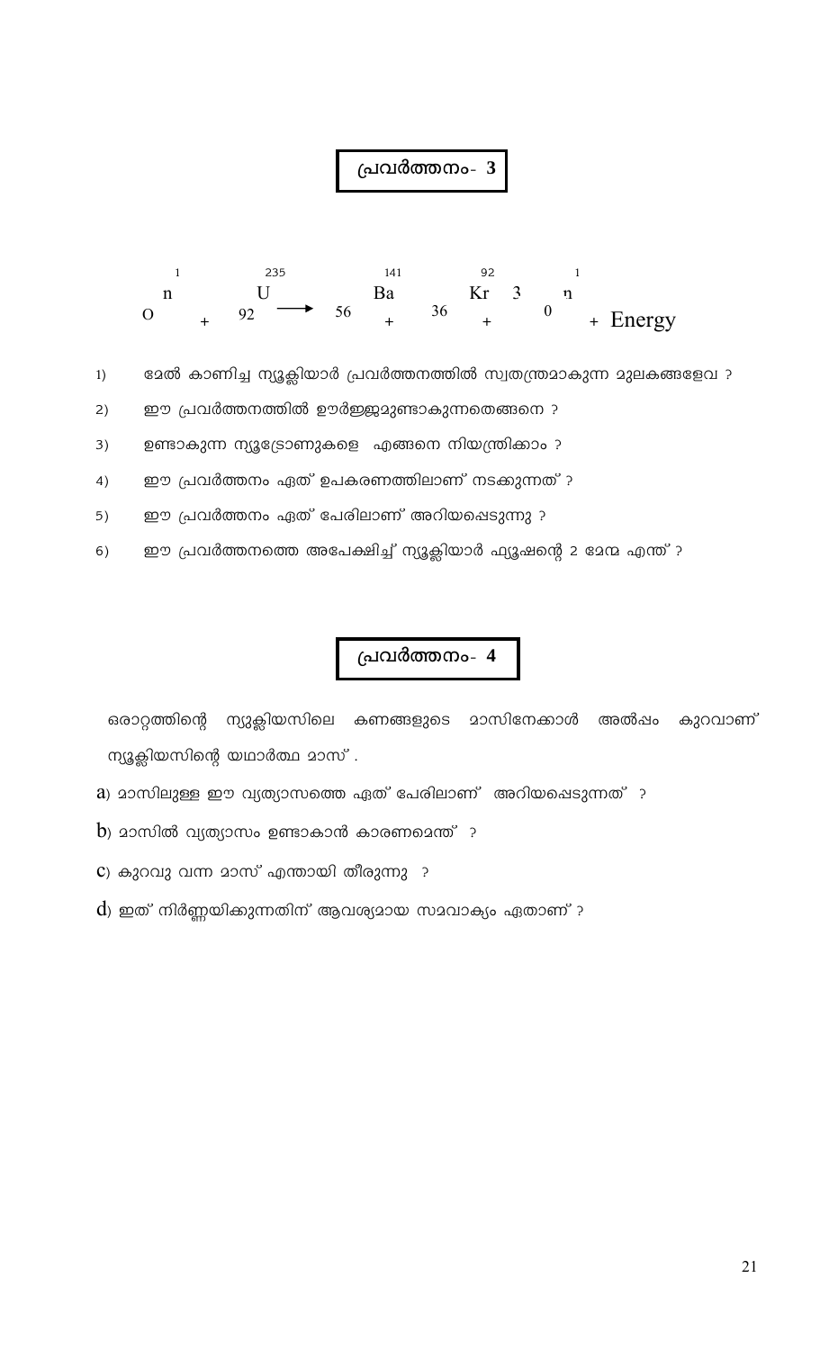## പ്രവർത്തനം- 3

$$ {}^{1}_{0}n + {}^{235}_{92}U \longrightarrow {}^{141}_{56}Ba + {}^{92}_{36}Kr + 3\,{}^{1}_{0}n + \text{Energy} $$

1) മേൽ കാണിച്ച ന്യൂക്ലിയാർ പ്രവർത്തനത്തിൽ സ്വതന്ത്രമാകുന്ന മൂലകങ്ങളേവ ?
2) ഈ പ്രവർത്തനത്തിൽ ഊർജ്ജമുണ്ടാകുന്നതെങ്ങനെ ?
3) ഉണ്ടാകുന്ന ന്യൂട്രോണുകളെ എങ്ങനെ നിയന്ത്രിക്കാം ?
4) ഈ പ്രവർത്തനം ഏത് ഉപകരണത്തിലാണ് നടക്കുന്നത് ?
5) ഈ പ്രവർത്തനം ഏത് പേരിലാണ് അറിയപ്പെടുന്നു ?
6) ഈ പ്രവർത്തനത്തെ അപേക്ഷിച്ച് ന്യൂക്ലിയാർ ഫ്യൂഷന്റെ 2 മേന്മ എന്ത് ?

## പ്രവർത്തനം- 4

ഒരാറ്റത്തിന്റെ ന്യൂക്ലിയസിലെ കണങ്ങളുടെ മാസിനേക്കാൾ അൽപ്പം കുറവാണ് ന്യൂക്ലിയസിന്റെ യഥാർത്ഥ മാസ് .

a) മാസിലുള്ള ഈ വ്യത്യാസത്തെ ഏത് പേരിലാണ് അറിയപ്പെടുന്നത് ?

b) മാസിൽ വ്യത്യാസം ഉണ്ടാകാൻ കാരണമെന്ത് ?

c) കുറവു വന്ന മാസ് എന്തായി തീരുന്നു ?

d) ഇത് നിർണ്ണയിക്കുന്നതിന് ആവശ്യമായ സമവാക്യം ഏതാണ് ?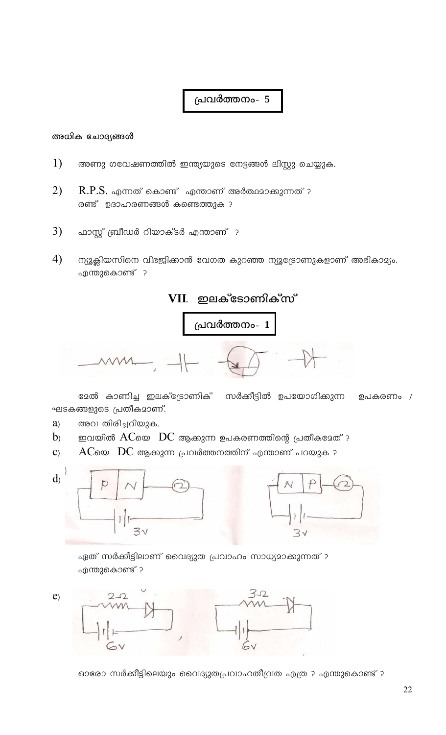**പ്രവർത്തനം- 5**

**അധിക ചോദ്യങ്ങൾ**

1) അണു ഗവേഷണത്തിൽ ഇന്ത്യയുടെ നേട്ടങ്ങൾ ലിസ്റ്റു ചെയ്യുക.

2) R.P.S. എന്നത് കൊണ്ട് എന്താണ് അർത്ഥമാക്കുന്നത് ?
   രണ്ട് ഉദാഹരണങ്ങൾ കണ്ടെത്തുക ?

3) ഫാസ്റ്റ് ബ്രീഡർ റിയാക്ടർ എന്താണ് ?

4) ന്യൂക്ലിയസിനെ വിഭജിക്കാൻ വേഗത കുറഞ്ഞ ന്യൂട്രോണുകളാണ് അഭികാമ്യം. എന്തുകൊണ്ട് ?

## VII. ഇലക്ട്രോണിക്സ്

**പ്രവർത്തനം- 1**

മേൽ കാണിച്ച ഇലക്ട്രോണിക് സർക്കീട്ടിൽ ഉപയോഗിക്കുന്ന ഉപകരണം / ഘടകങ്ങളുടെ പ്രതീകമാണ്.

a) അവ തിരിച്ചറിയുക.

b) ഇവയിൽ ACയെ DC ആക്കുന്ന ഉപകരണത്തിന്റെ പ്രതീകമേത് ?

c) ACയെ DC ആക്കുന്ന പ്രവർത്തനത്തിന് എന്താണ് പറയുക ?

d) ഏത് സർക്കീട്ടിലാണ് വൈദ്യുത പ്രവാഹം സാധ്യമാക്കുന്നത് ?
   എന്തുകൊണ്ട് ?

e) ഓരോ സർക്കീട്ടിലെയും വൈദ്യുതപ്രവാഹതീവ്രത എത്ര ? എന്തുകൊണ്ട് ?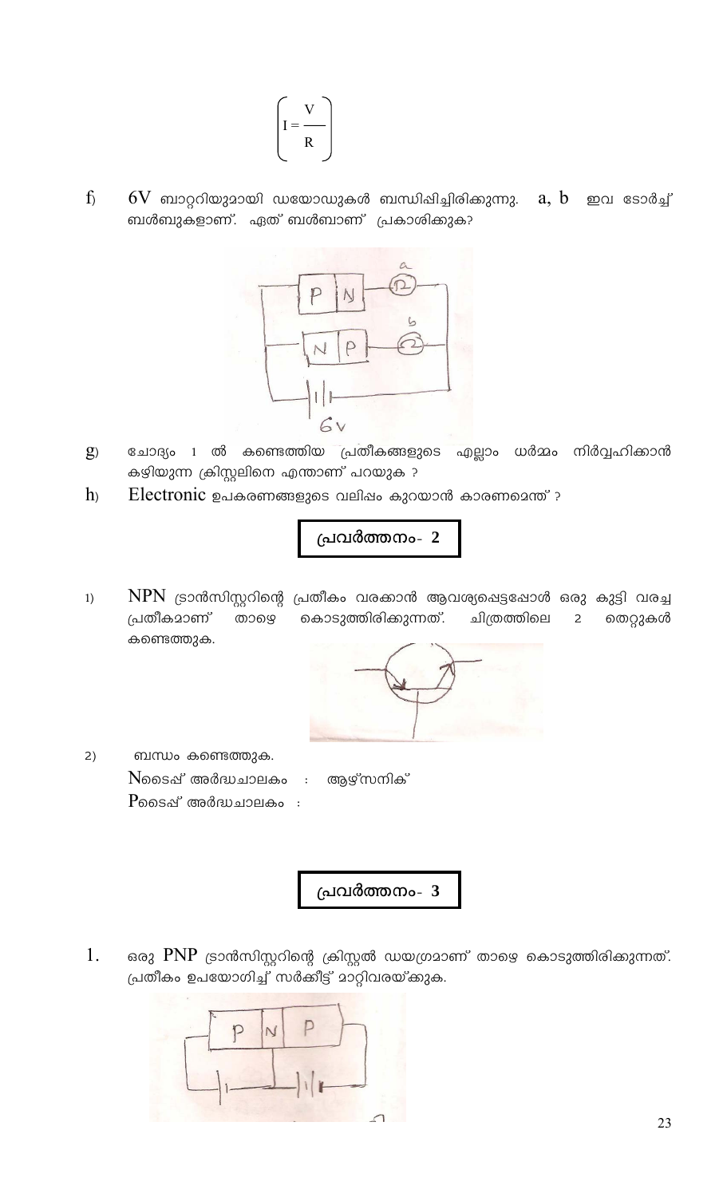$$\left( I = \frac{V}{R} \right)$$

f) 6V ബാറ്ററിയുമായി ഡയോഡുകൾ ബന്ധിപ്പിച്ചിരിക്കുന്നു. a, b ഇവ ടോർച്ച് ബൾബുകളാണ്. ഏത് ബൾബാണ് പ്രകാശിക്കുക?

g) ചോദ്യം 1 ൽ കണ്ടെത്തിയ പ്രതീകങ്ങളുടെ എല്ലാം ധർമ്മം നിർവ്വഹിക്കാൻ കഴിയുന്ന ക്രിസ്റ്റലിനെ എന്താണ് പറയുക ?

h) Electronic ഉപകരണങ്ങളുടെ വലിപ്പം കുറയാൻ കാരണമെന്ത് ?

## പ്രവർത്തനം- 2

1) NPN ട്രാൻസിസ്റ്ററിന്റെ പ്രതീകം വരക്കാൻ ആവശ്യപ്പെട്ടപ്പോൾ ഒരു കുട്ടി വരച്ച പ്രതീകമാണ് താഴെ കൊടുത്തിരിക്കുന്നത്. ചിത്രത്തിലെ 2 തെറ്റുകൾ കണ്ടെത്തുക.

2) ബന്ധം കണ്ടെത്തുക.

Nടൈപ്പ് അർദ്ധചാലകം : ആഴ്സനിക്

Pടൈപ്പ് അർദ്ധചാലകം :

## പ്രവർത്തനം- 3

1. ഒരു PNP ട്രാൻസിസ്റ്ററിന്റെ ക്രിസ്റ്റൽ ഡയഗ്രമാണ് താഴെ കൊടുത്തിരിക്കുന്നത്. പ്രതീകം ഉപയോഗിച്ച് സർക്കീട്ട് മാറ്റിവരയ്ക്കുക.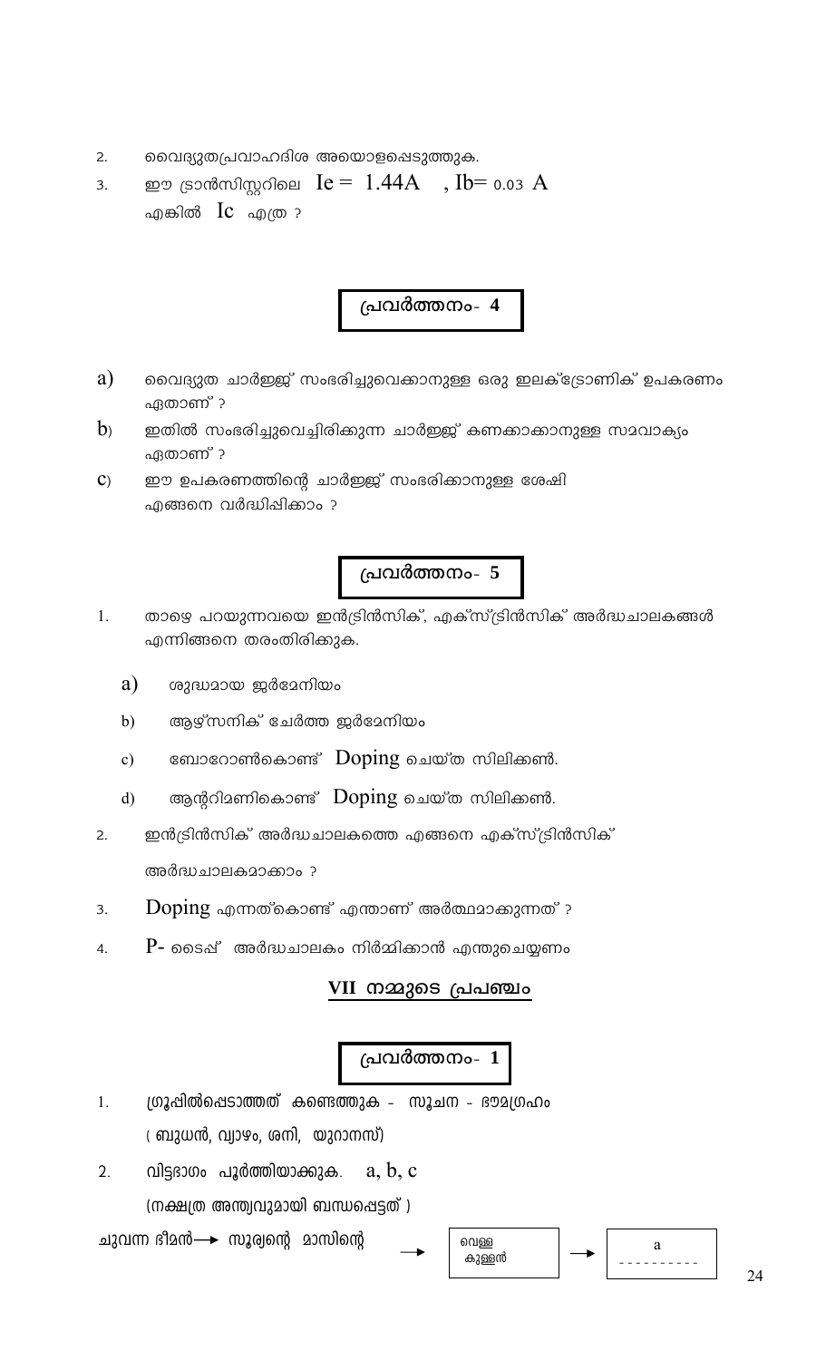2. വൈദ്യുതപ്രവാഹദിശ അടയാളപ്പെടുത്തുക.
3. ഈ ട്രാൻസിസ്റ്ററിലെ $I_e = 1.44A$ , $I_b = 0.03\ A$ എങ്കിൽ $I_c$ എത്ര ?

## പ്രവർത്തനം- 4

a) വൈദ്യുത ചാർജ്ജ് സംഭരിച്ചുവെക്കാനുള്ള ഒരു ഇലക്ട്രോണിക് ഉപകരണം ഏതാണ് ?

b) ഇതിൽ സംഭരിച്ചുവെച്ചിരിക്കുന്ന ചാർജ്ജ് കണക്കാക്കാനുള്ള സമവാക്യം ഏതാണ് ?

c) ഈ ഉപകരണത്തിന്റെ ചാർജ്ജ് സംഭരിക്കാനുള്ള ശേഷി എങ്ങനെ വർദ്ധിപ്പിക്കാം ?

## പ്രവർത്തനം- 5

1. താഴെ പറയുന്നവയെ ഇൻട്രിൻസിക്, എക്സ്ട്രിൻസിക് അർദ്ധചാലകങ്ങൾ എന്നിങ്ങനെ തരംതിരിക്കുക.
   a) ശുദ്ധമായ ജർമേനിയം
   b) ആഴ്സനിക് ചേർത്ത ജർമേനിയം
   c) ബോറോൺകൊണ്ട് Doping ചെയ്ത സിലിക്കൺ.
   d) ആന്റിമണികൊണ്ട് Doping ചെയ്ത സിലിക്കൺ.
2. ഇൻട്രിൻസിക് അർദ്ധചാലകത്തെ എങ്ങനെ എക്സ്ട്രിൻസിക് അർദ്ധചാലകമാക്കാം ?
3. Doping എന്നത്കൊണ്ട് എന്താണ് അർത്ഥമാക്കുന്നത് ?
4. P- ടൈപ്പ് അർദ്ധചാലകം നിർമ്മിക്കാൻ എന്തുചെയ്യണം

## VII നമ്മുടെ പ്രപഞ്ചം

## പ്രവർത്തനം- 1

1. ഗ്രൂപ്പിൽപ്പെടാത്തത് കണ്ടെത്തുക - സൂചന - ഭൗമഗ്രഹം
   ( ബുധൻ, വ്യാഴം, ശനി, യുറാനസ്)
2. വിട്ടഭാഗം പൂർത്തിയാക്കുക. a, b, c
   (നക്ഷത്ര അന്ത്യവുമായി ബന്ധപ്പെട്ടത് )

ചുവന്ന ഭീമൻ→ സൂര്യന്റെ മാസിന്റെ → വെള്ള കുള്ളൻ → a ----------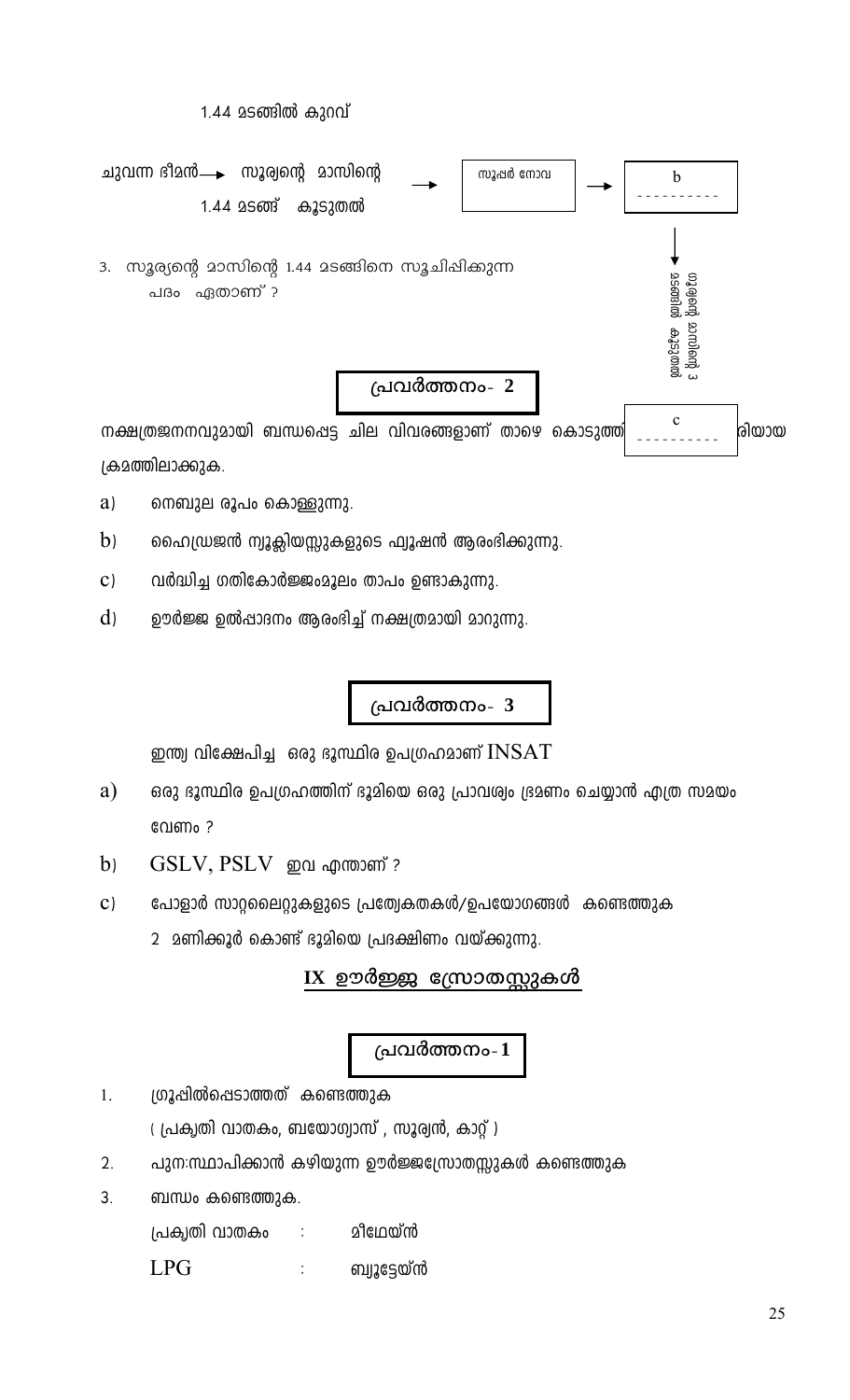1.44 മടങ്ങിൽ കുറവ്

ചുവന്ന ഭീമൻ → സൂര്യന്റെ മാസിന്റെ 1.44 മടങ്ങ് കൂടുതൽ → സൂപ്പർ നോവ → b ----------

↓ സൂര്യന്റെ മാസിന്റെ 3 മടങ്ങിൽ കൂടുതൽ

c ----------

3. സൂര്യന്റെ മാസിന്റെ 1.44 മടങ്ങിനെ സൂചിപ്പിക്കുന്ന പദം ഏതാണ് ?

## പ്രവർത്തനം- 2

നക്ഷത്രജനനവുമായി ബന്ധപ്പെട്ട ചില വിവരങ്ങളാണ് താഴെ കൊടുത്തിരിക്കുന്നത്. ശരിയായ ക്രമത്തിലാക്കുക.

a) നെബുല രൂപം കൊള്ളുന്നു.

b) ഹൈഡ്രജൻ ന്യൂക്ലിയസ്സുകളുടെ ഫ്യൂഷൻ ആരംഭിക്കുന്നു.

c) വർദ്ധിച്ച ഗതികോർജ്ജംമൂലം താപം ഉണ്ടാകുന്നു.

d) ഊർജ്ജ ഉൽപ്പാദനം ആരംഭിച്ച് നക്ഷത്രമായി മാറുന്നു.

## പ്രവർത്തനം- 3

ഇന്ത്യ വിക്ഷേപിച്ച ഒരു ഭൂസ്ഥിര ഉപഗ്രഹമാണ് INSAT

a) ഒരു ഭൂസ്ഥിര ഉപഗ്രഹത്തിന് ഭൂമിയെ ഒരു പ്രാവശ്യം ഭ്രമണം ചെയ്യാൻ എത്ര സമയം വേണം ?

b) GSLV, PSLV ഇവ എന്താണ് ?

c) പോളാർ സാറ്റലൈറ്റുകളുടെ പ്രത്യേകതകൾ/ഉപയോഗങ്ങൾ കണ്ടെത്തുക

2 മണിക്കൂർ കൊണ്ട് ഭൂമിയെ പ്രദക്ഷിണം വയ്ക്കുന്നു.

# IX ഊർജ്ജ സ്രോതസ്സുകൾ

## പ്രവർത്തനം-1

1. ഗ്രൂപ്പിൽപ്പെടാത്തത് കണ്ടെത്തുക

( പ്രകൃതി വാതകം, ബയോഗ്യാസ് , സൂര്യൻ, കാറ്റ് )

2. പുനഃസ്ഥാപിക്കാൻ കഴിയുന്ന ഊർജ്ജസ്രോതസ്സുകൾ കണ്ടെത്തുക

3. ബന്ധം കണ്ടെത്തുക.

പ്രകൃതി വാതകം : മീഥെയ്ൻ

LPG : ബ്യൂട്ടേയ്ൻ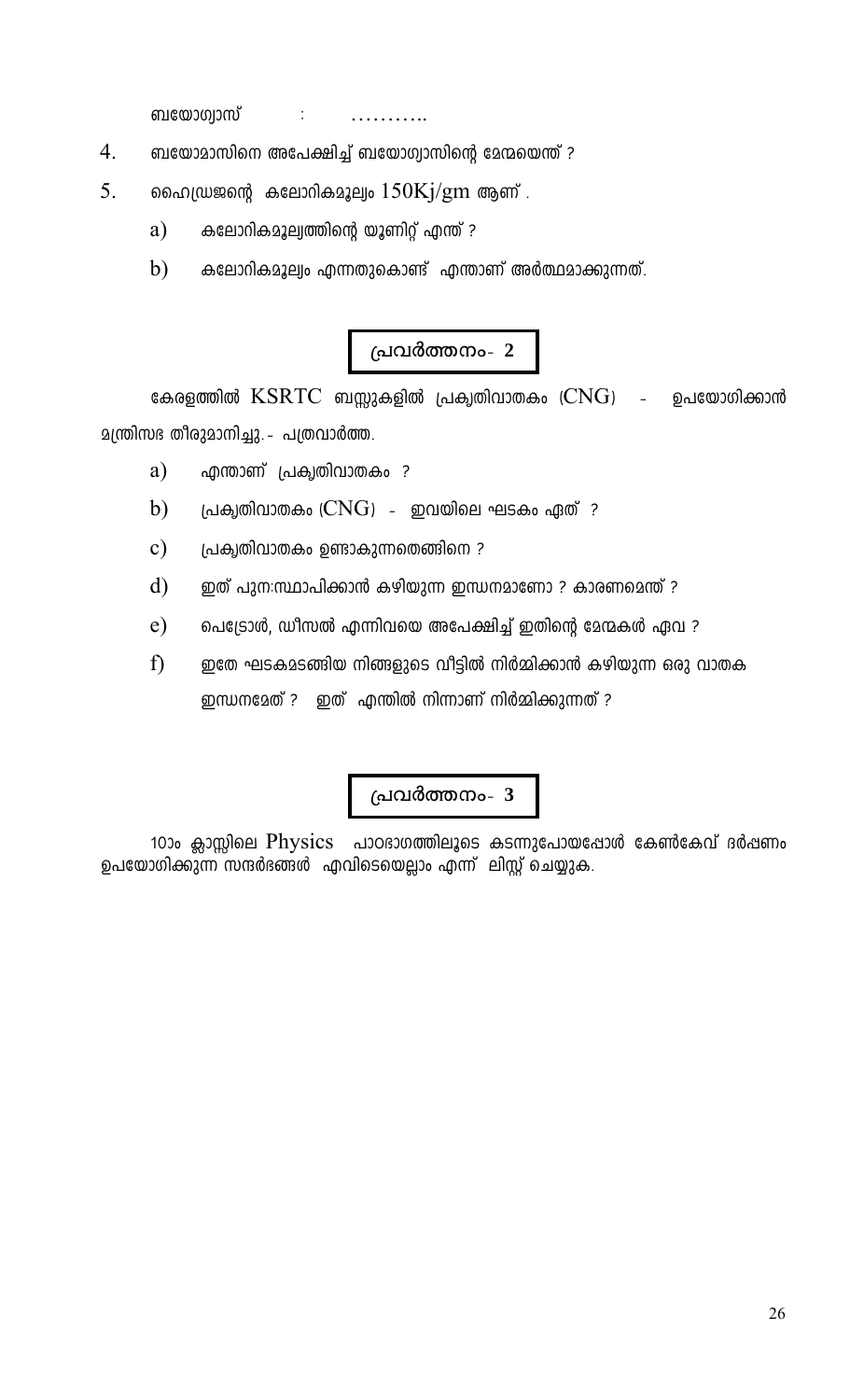ബയോഗ്യാസ് : ………..

4. ബയോമാസിനെ അപേക്ഷിച്ച് ബയോഗ്യാസിന്റെ മേന്മയെന്ത് ?

5. ഹൈഡ്രജന്റെ കലോറികമൂല്യം 150Kj/gm ആണ് .

   a) കലോറികമൂല്യത്തിന്റെ യൂണിറ്റ് എന്ത് ?

   b) കലോറികമൂല്യം എന്നതുകൊണ്ട് എന്താണ് അർത്ഥമാക്കുന്നത്.

## പ്രവർത്തനം- 2

കേരളത്തിൽ KSRTC ബസ്സുകളിൽ പ്രകൃതിവാതകം (CNG) - ഉപയോഗിക്കാൻ മന്ത്രിസഭ തീരുമാനിച്ചു. - പത്രവാർത്ത.

a) എന്താണ് പ്രകൃതിവാതകം ?

b) പ്രകൃതിവാതകം (CNG) - ഇവയിലെ ഘടകം ഏത് ?

c) പ്രകൃതിവാതകം ഉണ്ടാകുന്നതെങ്ങിനെ ?

d) ഇത് പുനഃസ്ഥാപിക്കാൻ കഴിയുന്ന ഇന്ധനമാണോ ? കാരണമെന്ത് ?

e) പെട്രോൾ, ഡീസൽ എന്നിവയെ അപേക്ഷിച്ച് ഇതിന്റെ മേന്മകൾ ഏവ ?

f) ഇതേ ഘടകമടങ്ങിയ നിങ്ങളുടെ വീട്ടിൽ നിർമ്മിക്കാൻ കഴിയുന്ന ഒരു വാതക ഇന്ധനമേത് ? ഇത് എന്തിൽ നിന്നാണ് നിർമ്മിക്കുന്നത് ?

## പ്രവർത്തനം- 3

10ാം ക്ലാസ്സിലെ Physics പാഠഭാഗത്തിലൂടെ കടന്നുപോയപ്പോൾ കോൺകേവ് ദർപ്പണം ഉപയോഗിക്കുന്ന സന്ദർഭങ്ങൾ എവിടെയെല്ലാം എന്ന് ലിസ്റ്റ് ചെയ്യുക.